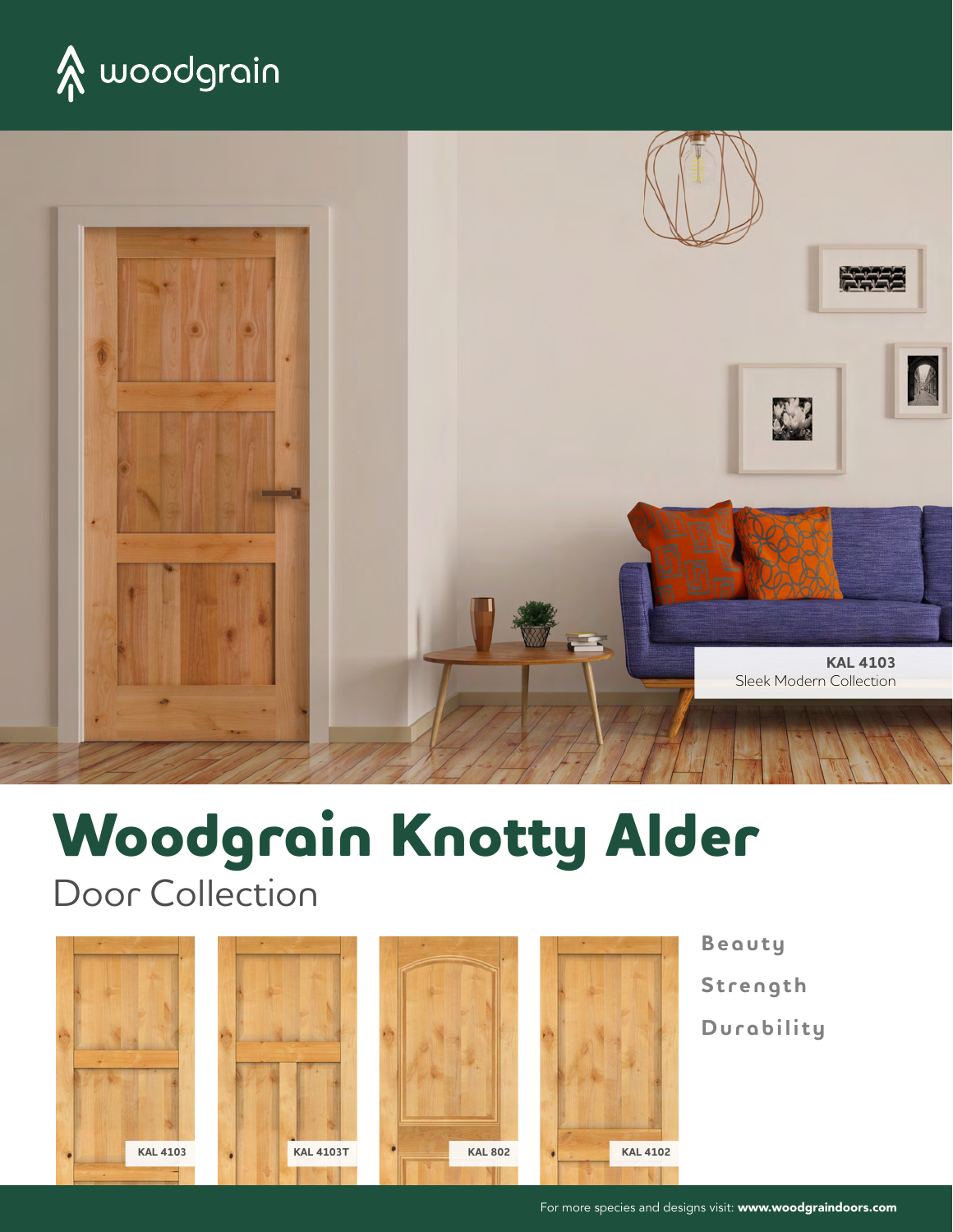woodgrain

**KAL 4103**
Sleek Modern Collection

# Woodgrain Knotty Alder

## Door Collection

KAL 4103

KAL 4103T

KAL 802

KAL 4102

**Beauty**

**Strength**

**Durability**

For more species and designs visit: **www.woodgraindoors.com**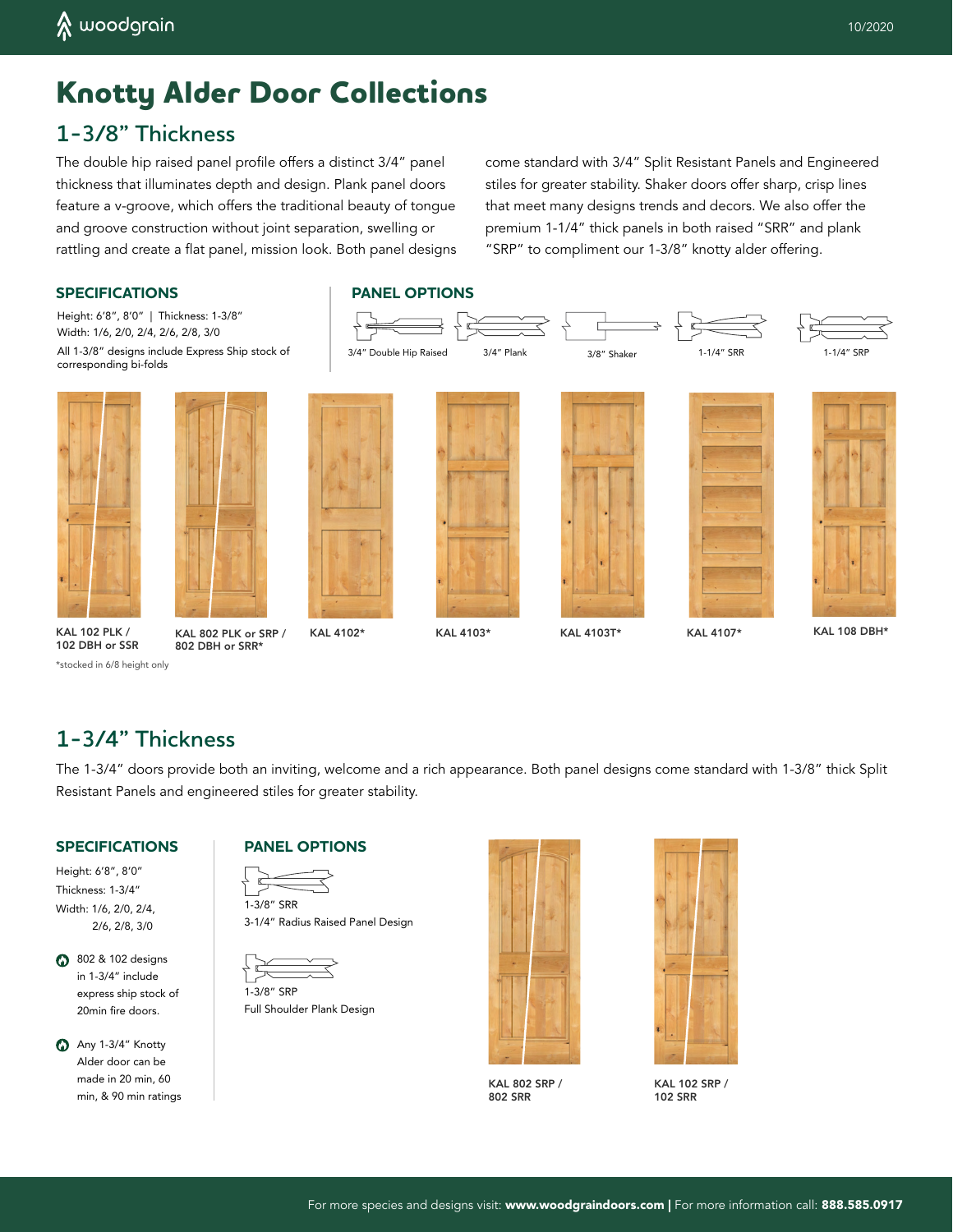# Knotty Alder Door Collections

## 1-3/8" Thickness

The double hip raised panel profile offers a distinct 3/4" panel thickness that illuminates depth and design. Plank panel doors feature a v-groove, which offers the traditional beauty of tongue and groove construction without joint separation, swelling or rattling and create a flat panel, mission look. Both panel designs come standard with 3/4" Split Resistant Panels and Engineered stiles for greater stability. Shaker doors offer sharp, crisp lines that meet many designs trends and decors. We also offer the premium 1-1/4" thick panels in both raised "SRR" and plank "SRP" to compliment our 1-3/8" knotty alder offering.

### SPECIFICATIONS

Height: 6'8", 8'0" | Thickness: 1-3/8"
Width: 1/6, 2/0, 2/4, 2/6, 2/8, 3/0
All 1-3/8" designs include Express Ship stock of corresponding bi-folds

### PANEL OPTIONS

3/4" Double Hip Raised
3/4" Plank
3/8" Shaker
1-1/4" SRR
1-1/4" SRP

KAL 102 PLK / 102 DBH or SSR
KAL 802 PLK or SRP / 802 DBH or SRR*
KAL 4102*
KAL 4103*
KAL 4103T*
KAL 4107*
KAL 108 DBH*

*stocked in 6/8 height only

## 1-3/4" Thickness

The 1-3/4" doors provide both an inviting, welcome and a rich appearance. Both panel designs come standard with 1-3/8" thick Split Resistant Panels and engineered stiles for greater stability.

### SPECIFICATIONS

Height: 6'8", 8'0"
Thickness: 1-3/4"
Width: 1/6, 2/0, 2/4, 2/6, 2/8, 3/0

802 & 102 designs in 1-3/4" include express ship stock of 20min fire doors.

Any 1-3/4" Knotty Alder door can be made in 20 min, 60 min, & 90 min ratings

### PANEL OPTIONS

1-3/8" SRR
3-1/4" Radius Raised Panel Design

1-3/8" SRP
Full Shoulder Plank Design

KAL 802 SRP / 802 SRR

KAL 102 SRP / 102 SRR

For more species and designs visit: **www.woodgraindoors.com** | For more information call: **888.585.0917**